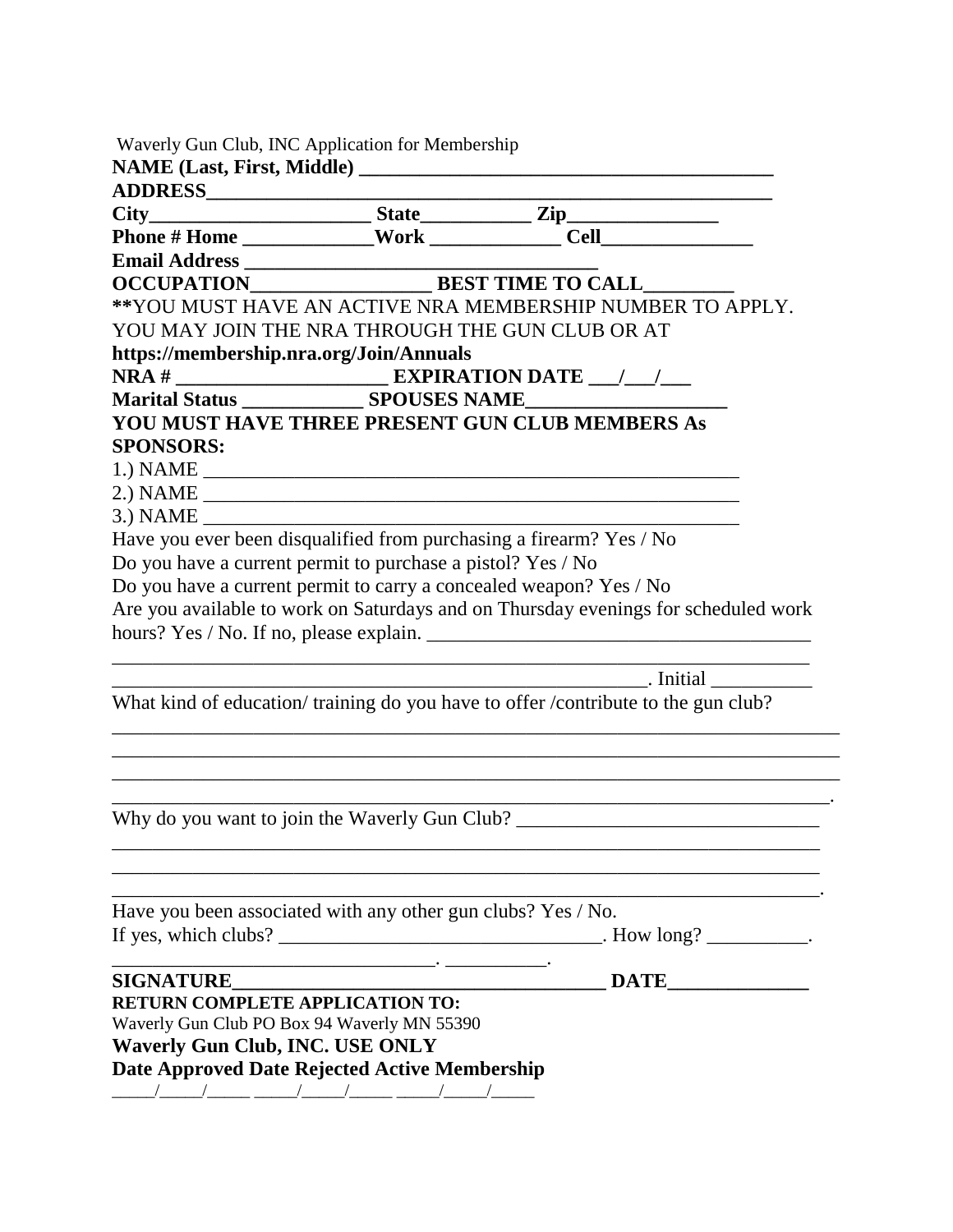Waverly Gun Club, INC Application for Membership

**NAME (Last, First, Middle) ________________________________________**

**ADDRESS________________________________________________________**

**City______________________ State__________ Zip_______________**

**Phone # Home _____________Work _____________ Cell_______________**

**Email Address ________________________________**

**OCCUPATION_________________ BEST TIME TO CALL_________**

**YOU MUST HAVE AN ACTIVE NRA MEMBERSHIP NUMBER TO APPLY. YOU MAY JOIN THE NRA THROUGH THE GUN CLUB OR AT **https://membership.nra.org/Join/Annuals****

**NRA # _____________________ EXPIRATION DATE ___/___/___**

**Marital Status ____________ SPOUSES NAME___________________**

**YOU MUST HAVE THREE PRESENT GUN CLUB MEMBERS As SPONSORS:**

1.) NAME ____________________________________________________

2.) NAME ____________________________________________________

3.) NAME ____________________________________________________

Have you ever been disqualified from purchasing a firearm? Yes / No

Do you have a current permit to purchase a pistol? Yes / No

Do you have a current permit to carry a concealed weapon? Yes / No

Are you available to work on Saturdays and on Thursday evenings for scheduled work hours? Yes / No. If no, please explain. ____________________________________

________________________________________________________________________

_____________________________________________________. Initial __________

What kind of education/ training do you have to offer /contribute to the gun club?

________________________________________________________________________

________________________________________________________________________

________________________________________________________________________

________________________________________________________________________.

Why do you want to join the Waverly Gun Club? ______________________________

________________________________________________________________________

________________________________________________________________________

________________________________________________________________________.

Have you been associated with any other gun clubs? Yes / No.

If yes, which clubs? ________________________________. How long? __________.

________________________________. __________.

**SIGNATURE_____________________________________ DATE______________**

**RETURN COMPLETE APPLICATION TO:**

Waverly Gun Club PO Box 94 Waverly MN 55390

**Waverly Gun Club, INC. USE ONLY**

**Date Approved Date Rejected Active Membership**

_____/_____/_____ _____/_____/_____ _____/_____/_____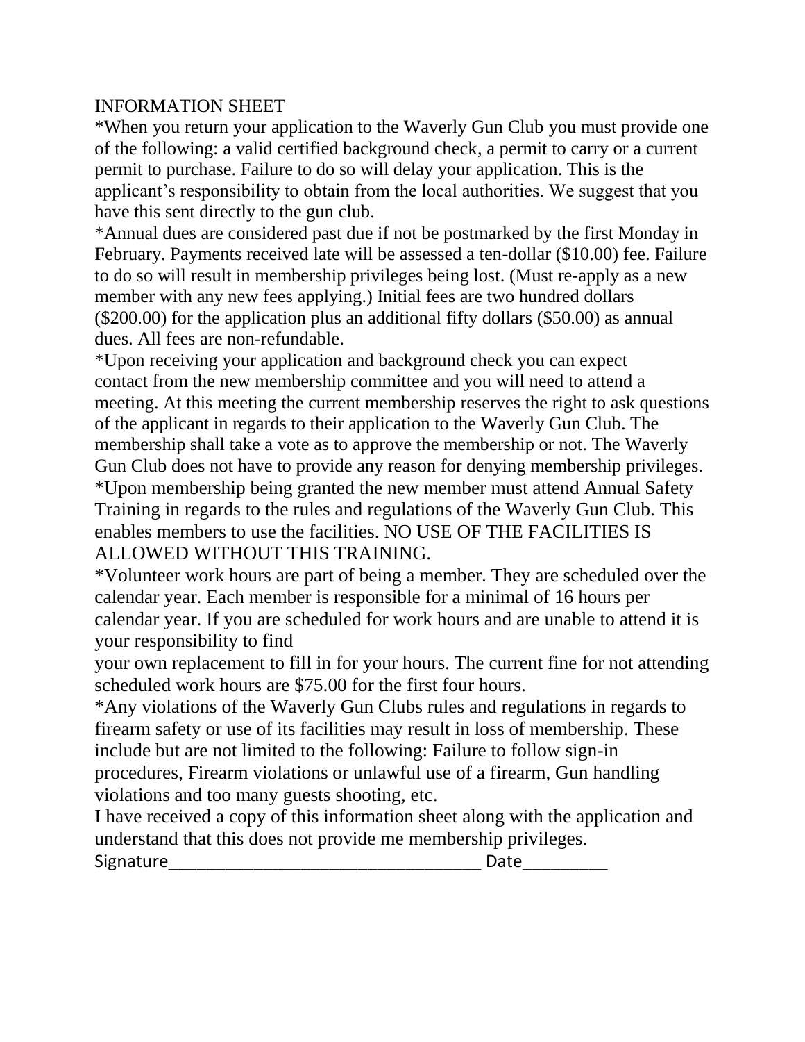INFORMATION SHEET

*When you return your application to the Waverly Gun Club you must provide one of the following: a valid certified background check, a permit to carry or a current permit to purchase. Failure to do so will delay your application. This is the applicant's responsibility to obtain from the local authorities. We suggest that you have this sent directly to the gun club.

*Annual dues are considered past due if not be postmarked by the first Monday in February. Payments received late will be assessed a ten-dollar ($10.00) fee. Failure to do so will result in membership privileges being lost. (Must re-apply as a new member with any new fees applying.) Initial fees are two hundred dollars ($200.00) for the application plus an additional fifty dollars ($50.00) as annual dues. All fees are non-refundable.

*Upon receiving your application and background check you can expect contact from the new membership committee and you will need to attend a meeting. At this meeting the current membership reserves the right to ask questions of the applicant in regards to their application to the Waverly Gun Club. The membership shall take a vote as to approve the membership or not. The Waverly Gun Club does not have to provide any reason for denying membership privileges.

*Upon membership being granted the new member must attend Annual Safety Training in regards to the rules and regulations of the Waverly Gun Club. This enables members to use the facilities. NO USE OF THE FACILITIES IS ALLOWED WITHOUT THIS TRAINING.

*Volunteer work hours are part of being a member. They are scheduled over the calendar year. Each member is responsible for a minimal of 16 hours per calendar year. If you are scheduled for work hours and are unable to attend it is your responsibility to find your own replacement to fill in for your hours. The current fine for not attending scheduled work hours are $75.00 for the first four hours.

*Any violations of the Waverly Gun Clubs rules and regulations in regards to firearm safety or use of its facilities may result in loss of membership. These include but are not limited to the following: Failure to follow sign-in procedures, Firearm violations or unlawful use of a firearm, Gun handling violations and too many guests shooting, etc.

I have received a copy of this information sheet along with the application and understand that this does not provide me membership privileges.

Signature___________________________________ Date_________